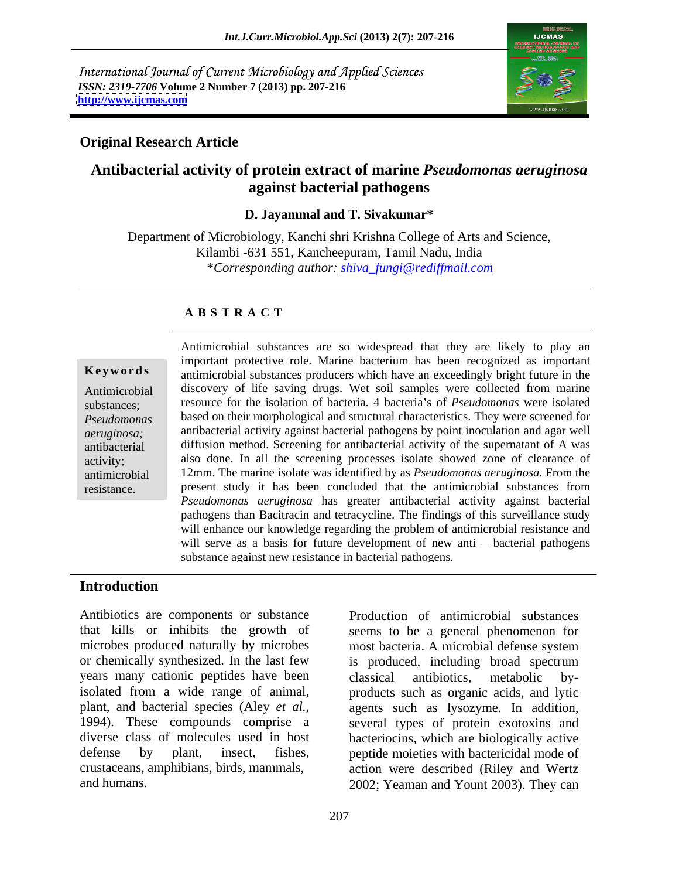International Journal of Current Microbiology and Applied Sciences
*ISSN: 2319-7706* **Volume 2 Number 7 (2013) pp. 207-216**
**http://www.ijcmas.com**

**Original Research Article**

# Antibacterial activity of protein extract of marine *Pseudomonas aeruginosa* against bacterial pathogens

**D. Jayammal and T. Sivakumar***

Department of Microbiology, Kanchi shri Krishna College of Arts and Science, Kilambi -631 551, Kancheepuram, Tamil Nadu, India
**Corresponding author:* shiva_fungi@rediffmail.com

## ABSTRACT

**Keywords**

Antimicrobial substances; *Pseudomonas aeruginosa;* antibacterial activity; antimicrobial resistance.

Antimicrobial substances are so widespread that they are likely to play an important protective role. Marine bacterium has been recognized as important antimicrobial substances producers which have an exceedingly bright future in the discovery of life saving drugs. Wet soil samples were collected from marine resource for the isolation of bacteria. 4 bacteria's of *Pseudomonas* were isolated based on their morphological and structural characteristics. They were screened for antibacterial activity against bacterial pathogens by point inoculation and agar well diffusion method. Screening for antibacterial activity of the supernatant of A was also done. In all the screening processes isolate showed zone of clearance of 12mm. The marine isolate was identified by as *Pseudomonas aeruginosa.* From the present study it has been concluded that the antimicrobial substances from *Pseudomonas aeruginosa* has greater antibacterial activity against bacterial pathogens than Bacitracin and tetracycline. The findings of this surveillance study will enhance our knowledge regarding the problem of antimicrobial resistance and will serve as a basis for future development of new anti – bacterial pathogens substance against new resistance in bacterial pathogens.

## Introduction

Antibiotics are components or substance that kills or inhibits the growth of microbes produced naturally by microbes or chemically synthesized. In the last few years many cationic peptides have been isolated from a wide range of animal, plant, and bacterial species (Aley *et al.,* 1994). These compounds comprise a diverse class of molecules used in host defense by plant, insect, fishes, crustaceans, amphibians, birds, mammals, and humans.

Production of antimicrobial substances seems to be a general phenomenon for most bacteria. A microbial defense system is produced, including broad spectrum classical antibiotics, metabolic by-products such as organic acids, and lytic agents such as lysozyme. In addition, several types of protein exotoxins and bacteriocins, which are biologically active peptide moieties with bactericidal mode of action were described (Riley and Wertz 2002; Yeaman and Yount 2003). They can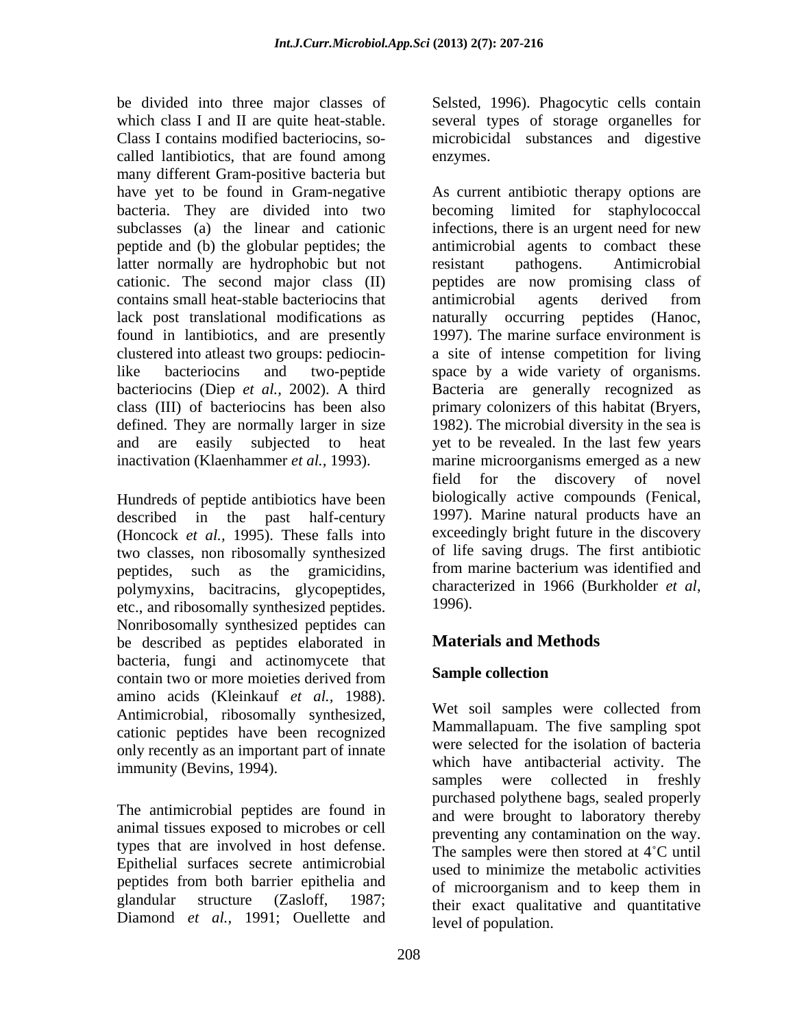be divided into three major classes of which class I and II are quite heat-stable. Class I contains modified bacteriocins, so-called lantibiotics, that are found among many different Gram-positive bacteria but have yet to be found in Gram-negative bacteria. They are divided into two subclasses (a) the linear and cationic peptide and (b) the globular peptides; the latter normally are hydrophobic but not cationic. The second major class (II) contains small heat-stable bacteriocins that lack post translational modifications as found in lantibiotics, and are presently clustered into atleast two groups: pediocin-like bacteriocins and two-peptide bacteriocins (Diep *et al.,* 2002). A third class (III) of bacteriocins has been also defined. They are normally larger in size and are easily subjected to heat inactivation (Klaenhammer *et al.,* 1993).

Hundreds of peptide antibiotics have been described in the past half-century (Honcock *et al.,* 1995). These falls into two classes, non ribosomally synthesized peptides, such as the gramicidins, polymyxins, bacitracins, glycopeptides, etc., and ribosomally synthesized peptides. Nonribosomally synthesized peptides can be described as peptides elaborated in bacteria, fungi and actinomycete that contain two or more moieties derived from amino acids (Kleinkauf *et al.,* 1988). Antimicrobial, ribosomally synthesized, cationic peptides have been recognized only recently as an important part of innate immunity (Bevins, 1994).

The antimicrobial peptides are found in animal tissues exposed to microbes or cell types that are involved in host defense. Epithelial surfaces secrete antimicrobial peptides from both barrier epithelia and glandular structure (Zasloff, 1987; Diamond *et al.,* 1991; Ouellette and Selsted, 1996). Phagocytic cells contain several types of storage organelles for microbicidal substances and digestive enzymes.

As current antibiotic therapy options are becoming limited for staphylococcal infections, there is an urgent need for new antimicrobial agents to combact these resistant pathogens. Antimicrobial peptides are now promising class of antimicrobial agents derived from naturally occurring peptides (Hanoc, 1997). The marine surface environment is a site of intense competition for living space by a wide variety of organisms. Bacteria are generally recognized as primary colonizers of this habitat (Bryers, 1982). The microbial diversity in the sea is yet to be revealed. In the last few years marine microorganisms emerged as a new field for the discovery of novel biologically active compounds (Fenical, 1997). Marine natural products have an exceedingly bright future in the discovery of life saving drugs. The first antibiotic from marine bacterium was identified and characterized in 1966 (Burkholder *et al*, 1996).

## Materials and Methods

### Sample collection

Wet soil samples were collected from Mammallapuam. The five sampling spot were selected for the isolation of bacteria which have antibacterial activity. The samples were collected in freshly purchased polythene bags, sealed properly and were brought to laboratory thereby preventing any contamination on the way. The samples were then stored at 4˚C until used to minimize the metabolic activities of microorganism and to keep them in their exact qualitative and quantitative level of population.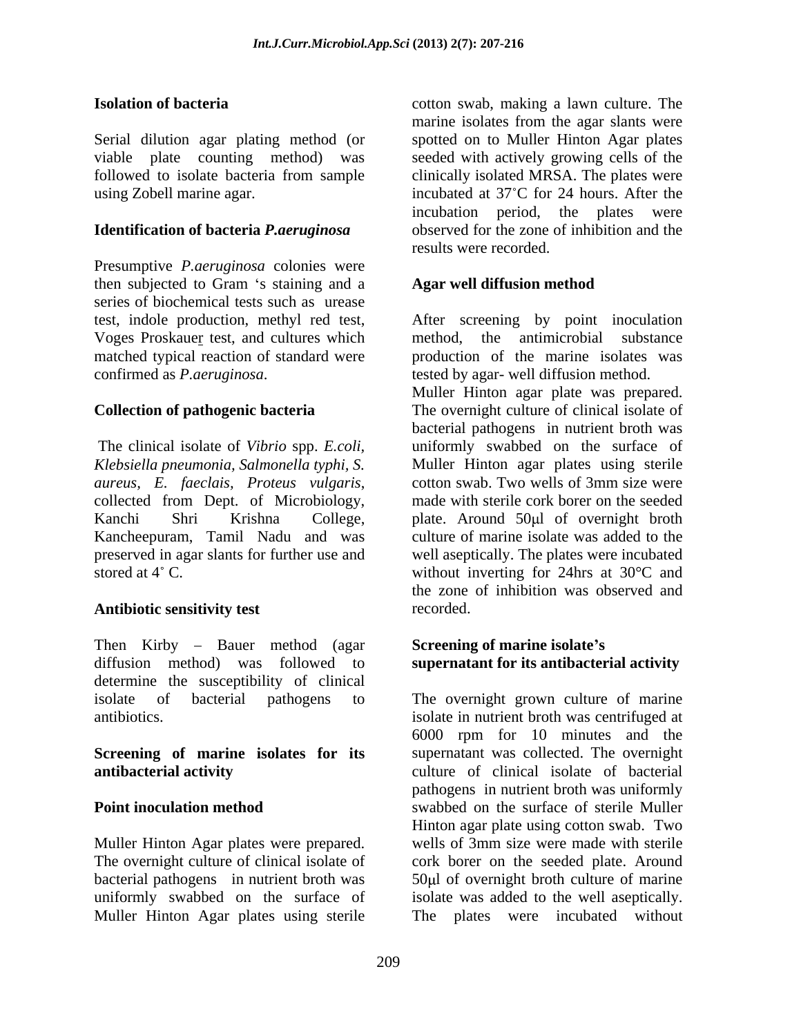**Isolation of bacteria**

Serial dilution agar plating method (or viable plate counting method) was followed to isolate bacteria from sample using Zobell marine agar.

**Identification of bacteria *P.aeruginosa***

Presumptive *P.aeruginosa* colonies were then subjected to Gram 's staining and a series of biochemical tests such as urease test, indole production, methyl red test, Voges Proskauer test, and cultures which matched typical reaction of standard were confirmed as *P.aeruginosa*.

**Collection of pathogenic bacteria**

The clinical isolate of *Vibrio* spp. *E.coli*, *Klebsiella pneumonia, Salmonella typhi, S. aureus, E. faeclais, Proteus vulgaris*, collected from Dept. of Microbiology, Kanchi Shri Krishna College, Kancheepuram, Tamil Nadu and was preserved in agar slants for further use and stored at 4˚ C.

**Antibiotic sensitivity test**

Then Kirby – Bauer method (agar diffusion method) was followed to determine the susceptibility of clinical isolate of bacterial pathogens to antibiotics.

**Screening of marine isolates for its antibacterial activity**

**Point inoculation method**

Muller Hinton Agar plates were prepared. The overnight culture of clinical isolate of bacterial pathogens in nutrient broth was uniformly swabbed on the surface of Muller Hinton Agar plates using sterile cotton swab, making a lawn culture. The marine isolates from the agar slants were spotted on to Muller Hinton Agar plates seeded with actively growing cells of the clinically isolated MRSA. The plates were incubated at 37˚C for 24 hours. After the incubation period, the plates were observed for the zone of inhibition and the results were recorded.

**Agar well diffusion method**

After screening by point inoculation method, the antimicrobial substance production of the marine isolates was tested by agar- well diffusion method. Muller Hinton agar plate was prepared. The overnight culture of clinical isolate of bacterial pathogens in nutrient broth was uniformly swabbed on the surface of Muller Hinton agar plates using sterile cotton swab. Two wells of 3mm size were made with sterile cork borer on the seeded plate. Around 50μl of overnight broth culture of marine isolate was added to the well aseptically. The plates were incubated without inverting for 24hrs at 30°C and the zone of inhibition was observed and recorded.

**Screening of marine isolate's supernatant for its antibacterial activity**

The overnight grown culture of marine isolate in nutrient broth was centrifuged at 6000 rpm for 10 minutes and the supernatant was collected. The overnight culture of clinical isolate of bacterial pathogens in nutrient broth was uniformly swabbed on the surface of sterile Muller Hinton agar plate using cotton swab. Two wells of 3mm size were made with sterile cork borer on the seeded plate. Around 50μl of overnight broth culture of marine isolate was added to the well aseptically. The plates were incubated without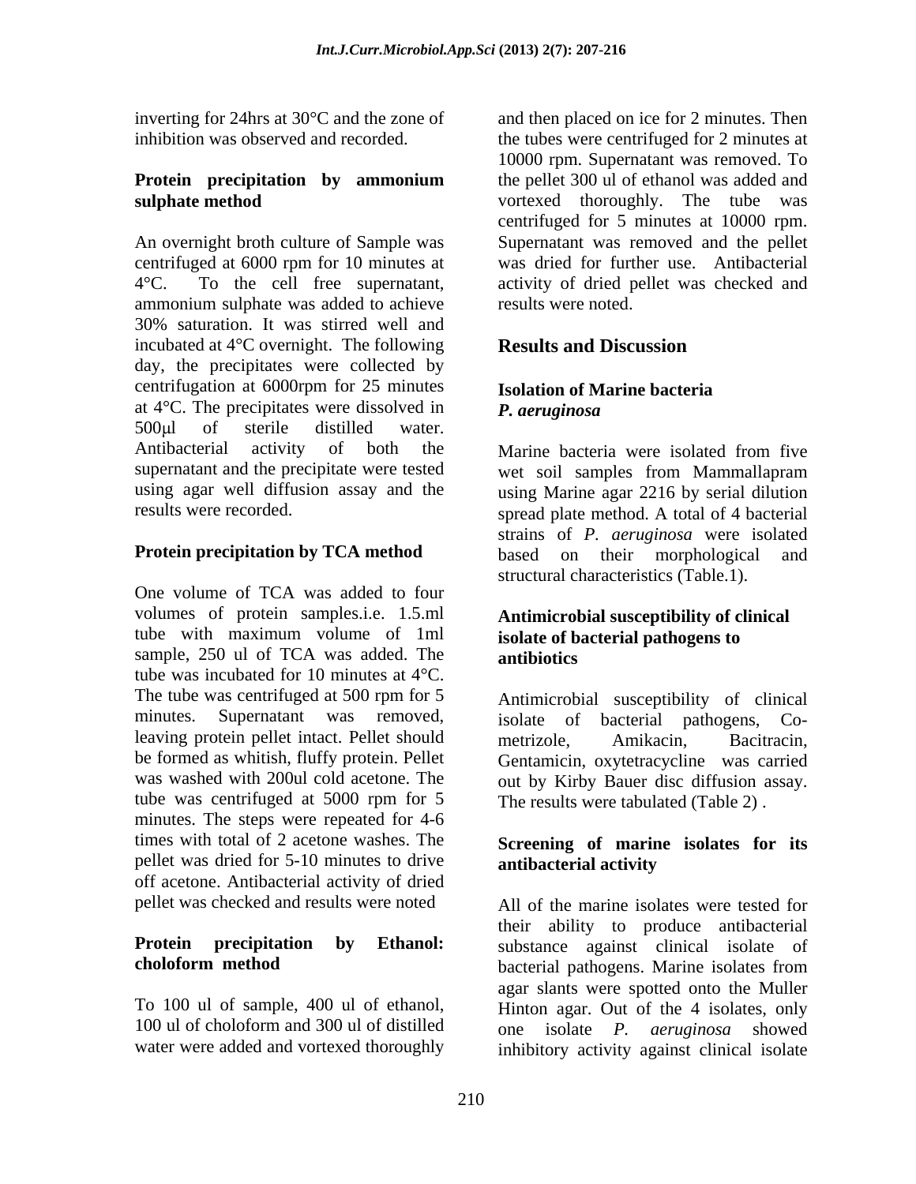inverting for 24hrs at 30°C and the zone of inhibition was observed and recorded.

**Protein precipitation by ammonium sulphate method**

An overnight broth culture of Sample was centrifuged at 6000 rpm for 10 minutes at 4°C. To the cell free supernatant, ammonium sulphate was added to achieve 30% saturation. It was stirred well and incubated at 4°C overnight. The following day, the precipitates were collected by centrifugation at 6000rpm for 25 minutes at 4°C. The precipitates were dissolved in 500µl of sterile distilled water. Antibacterial activity of both the supernatant and the precipitate were tested using agar well diffusion assay and the results were recorded.

**Protein precipitation by TCA method**

One volume of TCA was added to four volumes of protein samples.i.e. 1.5.ml tube with maximum volume of 1ml sample, 250 ul of TCA was added. The tube was incubated for 10 minutes at 4°C. The tube was centrifuged at 500 rpm for 5 minutes. Supernatant was removed, leaving protein pellet intact. Pellet should be formed as whitish, fluffy protein. Pellet was washed with 200ul cold acetone. The tube was centrifuged at 5000 rpm for 5 minutes. The steps were repeated for 4-6 times with total of 2 acetone washes. The pellet was dried for 5-10 minutes to drive off acetone. Antibacterial activity of dried pellet was checked and results were noted

**Protein precipitation by Ethanol: choloform method**

To 100 ul of sample, 400 ul of ethanol, 100 ul of choloform and 300 ul of distilled water were added and vortexed thoroughly and then placed on ice for 2 minutes. Then the tubes were centrifuged for 2 minutes at 10000 rpm. Supernatant was removed. To the pellet 300 ul of ethanol was added and vortexed thoroughly. The tube was centrifuged for 5 minutes at 10000 rpm. Supernatant was removed and the pellet was dried for further use. Antibacterial activity of dried pellet was checked and results were noted.

## Results and Discussion

### Isolation of Marine bacteria *P. aeruginosa*

Marine bacteria were isolated from five wet soil samples from Mammallapram using Marine agar 2216 by serial dilution spread plate method. A total of 4 bacterial strains of *P. aeruginosa* were isolated based on their morphological and structural characteristics (Table.1).

### Antimicrobial susceptibility of clinical isolate of bacterial pathogens to antibiotics

Antimicrobial susceptibility of clinical isolate of bacterial pathogens, Co-metrizole, Amikacin, Bacitracin, Gentamicin, oxytetracycline was carried out by Kirby Bauer disc diffusion assay. The results were tabulated (Table 2) .

### Screening of marine isolates for its antibacterial activity

All of the marine isolates were tested for their ability to produce antibacterial substance against clinical isolate of bacterial pathogens. Marine isolates from agar slants were spotted onto the Muller Hinton agar. Out of the 4 isolates, only one isolate *P. aeruginosa* showed inhibitory activity against clinical isolate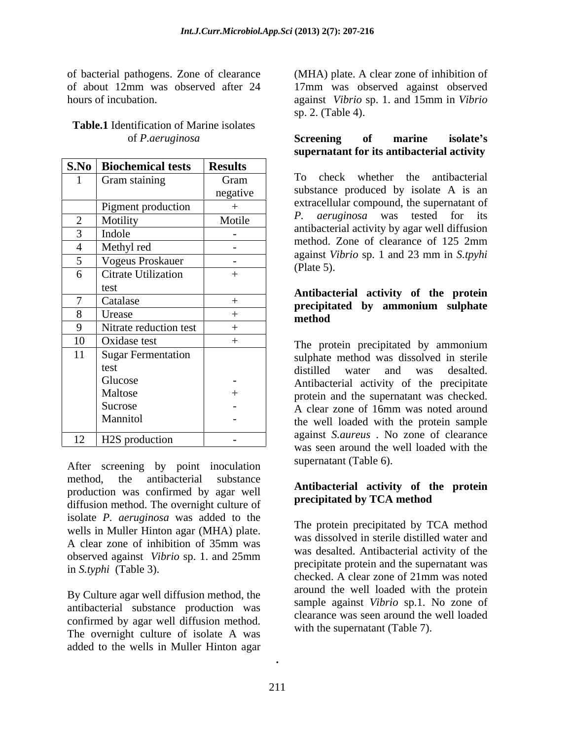of bacterial pathogens. Zone of clearance of about 12mm was observed after 24 hours of incubation.

**Table.1** Identification of Marine isolates of *P.aeruginosa*

| S.No | Biochemical tests | Results |
|---|---|---|
| 1 | Gram staining | Gram negative |
| | Pigment production | + |
| 2 | Motility | Motile |
| 3 | Indole | - |
| 4 | Methyl red | - |
| 5 | Vogeus Proskauer | - |
| 6 | Citrate Utilization test | + |
| 7 | Catalase | + |
| 8 | Urease | + |
| 9 | Nitrate reduction test | + |
| 10 | Oxidase test | + |
| 11 | Sugar Fermentation test | |
| | Glucose | - |
| | Maltose | + |
| | Sucrose | - |
| | Mannitol | - |
| 12 | H2S production | - |

After screening by point inoculation method, the antibacterial substance production was confirmed by agar well diffusion method. The overnight culture of isolate *P. aeruginosa* was added to the wells in Muller Hinton agar (MHA) plate. A clear zone of inhibition of 35mm was observed against *Vibrio* sp. 1. and 25mm in *S.typhi* (Table 3).

By Culture agar well diffusion method, the antibacterial substance production was confirmed by agar well diffusion method. The overnight culture of isolate A was added to the wells in Muller Hinton agar (MHA) plate. A clear zone of inhibition of 17mm was observed against observed against *Vibrio* sp. 1. and 15mm in *Vibrio* sp. 2. (Table 4).

**Screening of marine isolate's supernatant for its antibacterial activity**

To check whether the antibacterial substance produced by isolate A is an extracellular compound, the supernatant of *P. aeruginosa* was tested for its antibacterial activity by agar well diffusion method. Zone of clearance of 125 2mm against *Vibrio* sp. 1 and 23 mm in *S.tpyhi* (Plate 5).

**Antibacterial activity of the protein precipitated by ammonium sulphate method**

The protein precipitated by ammonium sulphate method was dissolved in sterile distilled water and was desalted. Antibacterial activity of the precipitate protein and the supernatant was checked. A clear zone of 16mm was noted around the well loaded with the protein sample against *S.aureus* . No zone of clearance was seen around the well loaded with the supernatant (Table 6).

**Antibacterial activity of the protein precipitated by TCA method**

The protein precipitated by TCA method was dissolved in sterile distilled water and was desalted. Antibacterial activity of the precipitate protein and the supernatant was checked. A clear zone of 21mm was noted around the well loaded with the protein sample against *Vibrio* sp.1. No zone of clearance was seen around the well loaded with the supernatant (Table 7).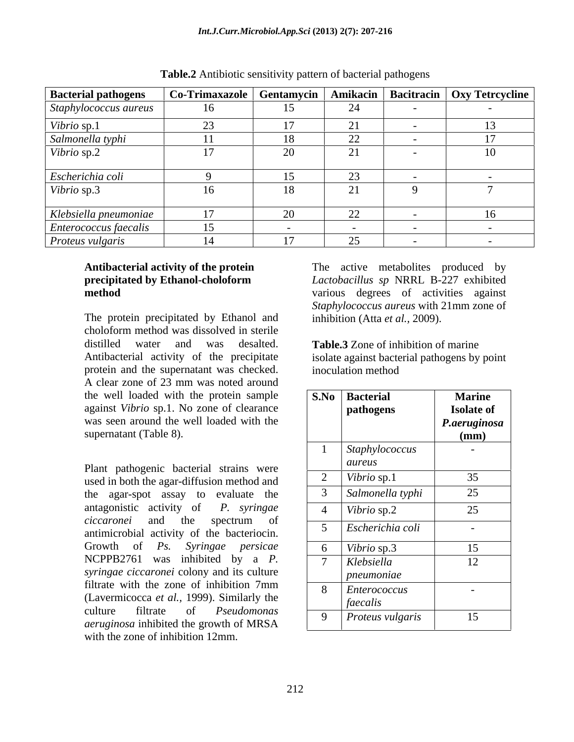**Table.2** Antibiotic sensitivity pattern of bacterial pathogens

| Bacterial pathogens | Co-Trimaxazole | Gentamycin | Amikacin | Bacitracin | Oxy Tetrcycline |
|---|---|---|---|---|---|
| *Staphylococcus aureus* | 16 | 15 | 24 | - | - |
| *Vibrio* sp.1 | 23 | 17 | 21 | - | 13 |
| *Salmonella typhi* | 11 | 18 | 22 | - | 17 |
| *Vibrio* sp.2 | 17 | 20 | 21 | - | 10 |
| *Escherichia coli* | 9 | 15 | 23 | - | - |
| *Vibrio* sp.3 | 16 | 18 | 21 | 9 | 7 |
| *Klebsiella pneumoniae* | 17 | 20 | 22 | - | 16 |
| *Enterococcus faecalis* | 15 | - | - | - | - |
| *Proteus vulgaris* | 14 | 17 | 25 | - | - |

**Antibacterial activity of the protein precipitated by Ethanol-choloform method**

The protein precipitated by Ethanol and choloform method was dissolved in sterile distilled water and was desalted. Antibacterial activity of the precipitate protein and the supernatant was checked. A clear zone of 23 mm was noted around the well loaded with the protein sample against *Vibrio* sp.1. No zone of clearance was seen around the well loaded with the supernatant (Table 8).

Plant pathogenic bacterial strains were used in both the agar-diffusion method and the agar-spot assay to evaluate the antagonistic activity of *P. syringae ciccaronei* and the spectrum of antimicrobial activity of the bacteriocin. Growth of *Ps. Syringae persicae* NCPPB2761 was inhibited by a *P. syringae ciccaronei* colony and its culture filtrate with the zone of inhibition 7mm (Lavermicocca *et al.,* 1999). Similarly the culture filtrate of *Pseudomonas aeruginosa* inhibited the growth of MRSA with the zone of inhibition 12mm.

The active metabolites produced by *Lactobacillus sp* NRRL B-227 exhibited various degrees of activities against *Staphylococcus aureus* with 21mm zone of inhibition (Atta *et al.,* 2009).

**Table.3** Zone of inhibition of marine isolate against bacterial pathogens by point inoculation method

| S.No | Bacterial pathogens | Marine Isolate of *P.aeruginosa* (mm) |
|---|---|---|
| 1 | *Staphylococcus aureus* | - |
| 2 | *Vibrio* sp.1 | 35 |
| 3 | *Salmonella typhi* | 25 |
| 4 | *Vibrio* sp.2 | 25 |
| 5 | *Escherichia coli* | - |
| 6 | *Vibrio* sp.3 | 15 |
| 7 | *Klebsiella pneumoniae* | 12 |
| 8 | *Enterococcus faecalis* | - |
| 9 | *Proteus vulgaris* | 15 |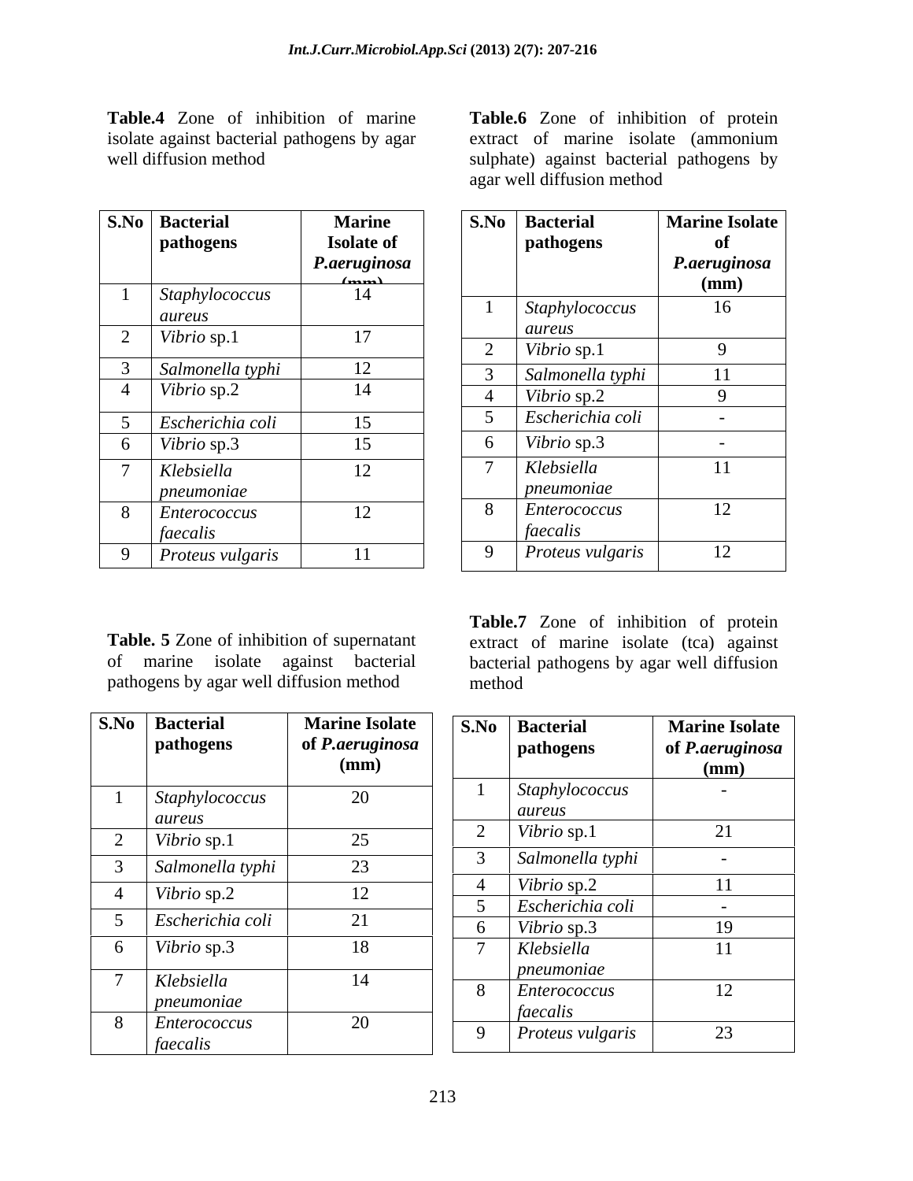**Table.4** Zone of inhibition of marine isolate against bacterial pathogens by agar well diffusion method

| S.No | Bacterial pathogens | Marine Isolate of *P.aeruginosa* (mm) |
|---|---|---|
| 1 | *Staphylococcus aureus* | 14 |
| 2 | *Vibrio* sp.1 | 17 |
| 3 | *Salmonella typhi* | 12 |
| 4 | *Vibrio* sp.2 | 14 |
| 5 | *Escherichia coli* | 15 |
| 6 | *Vibrio* sp.3 | 15 |
| 7 | *Klebsiella pneumoniae* | 12 |
| 8 | *Enterococcus faecalis* | 12 |
| 9 | *Proteus vulgaris* | 11 |

**Table. 5** Zone of inhibition of supernatant of marine isolate against bacterial pathogens by agar well diffusion method

| S.No | Bacterial pathogens | Marine Isolate of *P.aeruginosa* (mm) |
|---|---|---|
| 1 | *Staphylococcus aureus* | 20 |
| 2 | *Vibrio* sp.1 | 25 |
| 3 | *Salmonella typhi* | 23 |
| 4 | *Vibrio* sp.2 | 12 |
| 5 | *Escherichia coli* | 21 |
| 6 | *Vibrio* sp.3 | 18 |
| 7 | *Klebsiella pneumoniae* | 14 |
| 8 | *Enterococcus faecalis* | 20 |

**Table.6** Zone of inhibition of protein extract of marine isolate (ammonium sulphate) against bacterial pathogens by agar well diffusion method

| S.No | Bacterial pathogens | Marine Isolate of *P.aeruginosa* (mm) |
|---|---|---|
| 1 | *Staphylococcus aureus* | 16 |
| 2 | *Vibrio* sp.1 | 9 |
| 3 | *Salmonella typhi* | 11 |
| 4 | *Vibrio* sp.2 | 9 |
| 5 | *Escherichia coli* | - |
| 6 | *Vibrio* sp.3 | - |
| 7 | *Klebsiella pneumoniae* | 11 |
| 8 | *Enterococcus faecalis* | 12 |
| 9 | *Proteus vulgaris* | 12 |

**Table.7** Zone of inhibition of protein extract of marine isolate (tca) against bacterial pathogens by agar well diffusion method

| S.No | Bacterial pathogens | Marine Isolate of *P.aeruginosa* (mm) |
|---|---|---|
| 1 | *Staphylococcus aureus* | - |
| 2 | *Vibrio* sp.1 | 21 |
| 3 | *Salmonella typhi* | - |
| 4 | *Vibrio* sp.2 | 11 |
| 5 | *Escherichia coli* | - |
| 6 | *Vibrio* sp.3 | 19 |
| 7 | *Klebsiella pneumoniae* | 11 |
| 8 | *Enterococcus faecalis* | 12 |
| 9 | *Proteus vulgaris* | 23 |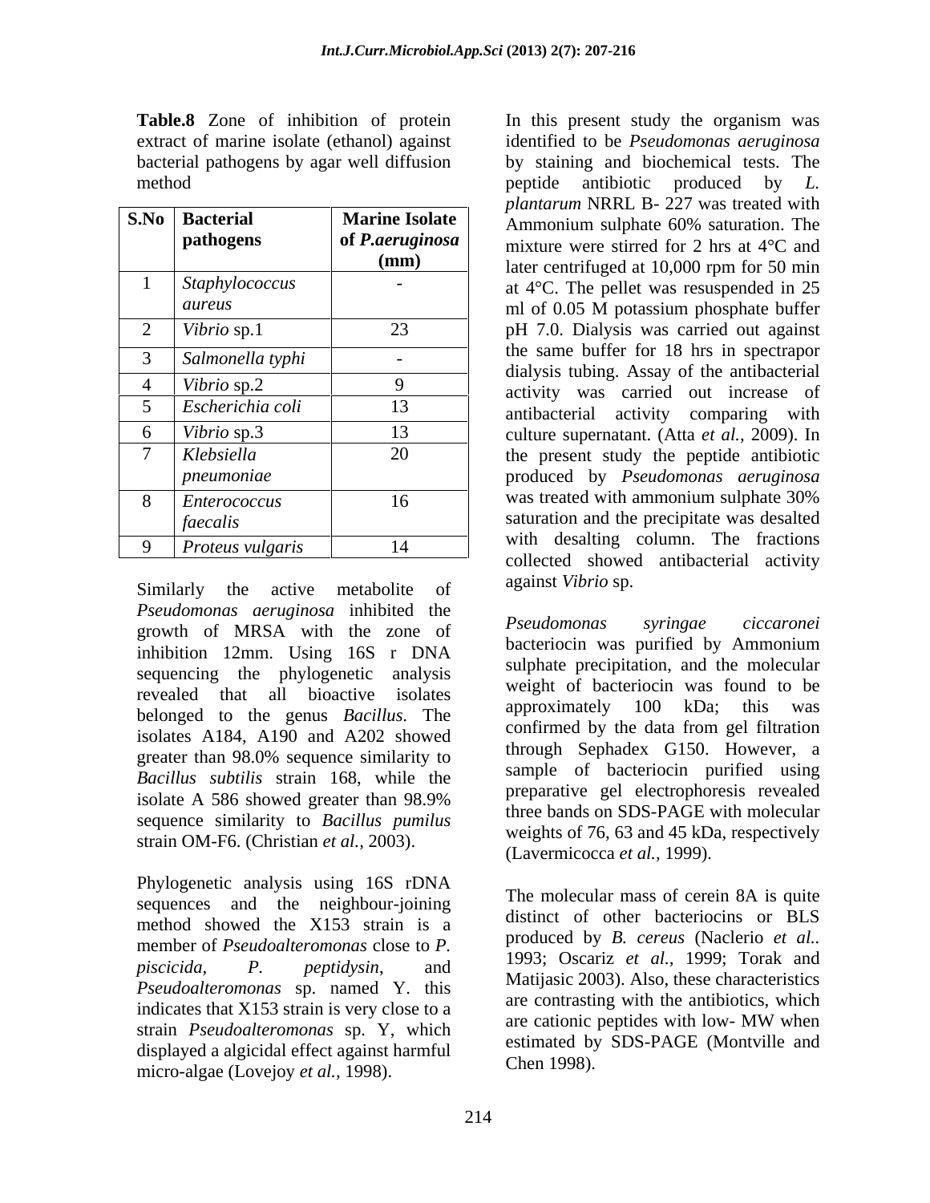**Table.8** Zone of inhibition of protein extract of marine isolate (ethanol) against bacterial pathogens by agar well diffusion method

| S.No | Bacterial pathogens | Marine Isolate of *P.aeruginosa* (mm) |
|---|---|---|
| 1 | *Staphylococcus aureus* | - |
| 2 | *Vibrio* sp.1 | 23 |
| 3 | *Salmonella typhi* | - |
| 4 | *Vibrio* sp.2 | 9 |
| 5 | *Escherichia coli* | 13 |
| 6 | *Vibrio* sp.3 | 13 |
| 7 | *Klebsiella pneumoniae* | 20 |
| 8 | *Enterococcus faecalis* | 16 |
| 9 | *Proteus vulgaris* | 14 |

Similarly the active metabolite of *Pseudomonas aeruginosa* inhibited the growth of MRSA with the zone of inhibition 12mm. Using 16S r DNA sequencing the phylogenetic analysis revealed that all bioactive isolates belonged to the genus *Bacillus*. The isolates A184, A190 and A202 showed greater than 98.0% sequence similarity to *Bacillus subtilis* strain 168, while the isolate A 586 showed greater than 98.9% sequence similarity to *Bacillus pumilus* strain OM-F6. (Christian *et al.,* 2003).

Phylogenetic analysis using 16S rDNA sequences and the neighbour-joining method showed the X153 strain is a member of *Pseudoalteromonas* close to *P. piscicida*, *P. peptidysin*, and *Pseudoalteromonas* sp. named Y. this indicates that X153 strain is very close to a strain *Pseudoalteromonas* sp. Y, which displayed a algicidal effect against harmful micro-algae (Lovejoy *et al.,* 1998).

In this present study the organism was identified to be *Pseudomonas aeruginosa* by staining and biochemical tests. The peptide antibiotic produced by *L. plantarum* NRRL B- 227 was treated with Ammonium sulphate 60% saturation. The mixture were stirred for 2 hrs at 4°C and later centrifuged at 10,000 rpm for 50 min at 4°C. The pellet was resuspended in 25 ml of 0.05 M potassium phosphate buffer pH 7.0. Dialysis was carried out against the same buffer for 18 hrs in spectrapor dialysis tubing. Assay of the antibacterial activity was carried out increase of antibacterial activity comparing with culture supernatant. (Atta *et al.,* 2009). In the present study the peptide antibiotic produced by *Pseudomonas aeruginosa* was treated with ammonium sulphate 30% saturation and the precipitate was desalted with desalting column. The fractions collected showed antibacterial activity against *Vibrio* sp.

*Pseudomonas syringae ciccaronei* bacteriocin was purified by Ammonium sulphate precipitation, and the molecular weight of bacteriocin was found to be approximately 100 kDa; this was confirmed by the data from gel filtration through Sephadex G150. However, a sample of bacteriocin purified using preparative gel electrophoresis revealed three bands on SDS-PAGE with molecular weights of 76, 63 and 45 kDa, respectively (Lavermicocca *et al.,* 1999).

The molecular mass of cerein 8A is quite distinct of other bacteriocins or BLS produced by *B. cereus* (Naclerio *et al.*. 1993; Oscariz *et al.,* 1999; Torak and Matijasic 2003). Also, these characteristics are contrasting with the antibiotics, which are cationic peptides with low- MW when estimated by SDS-PAGE (Montville and Chen 1998).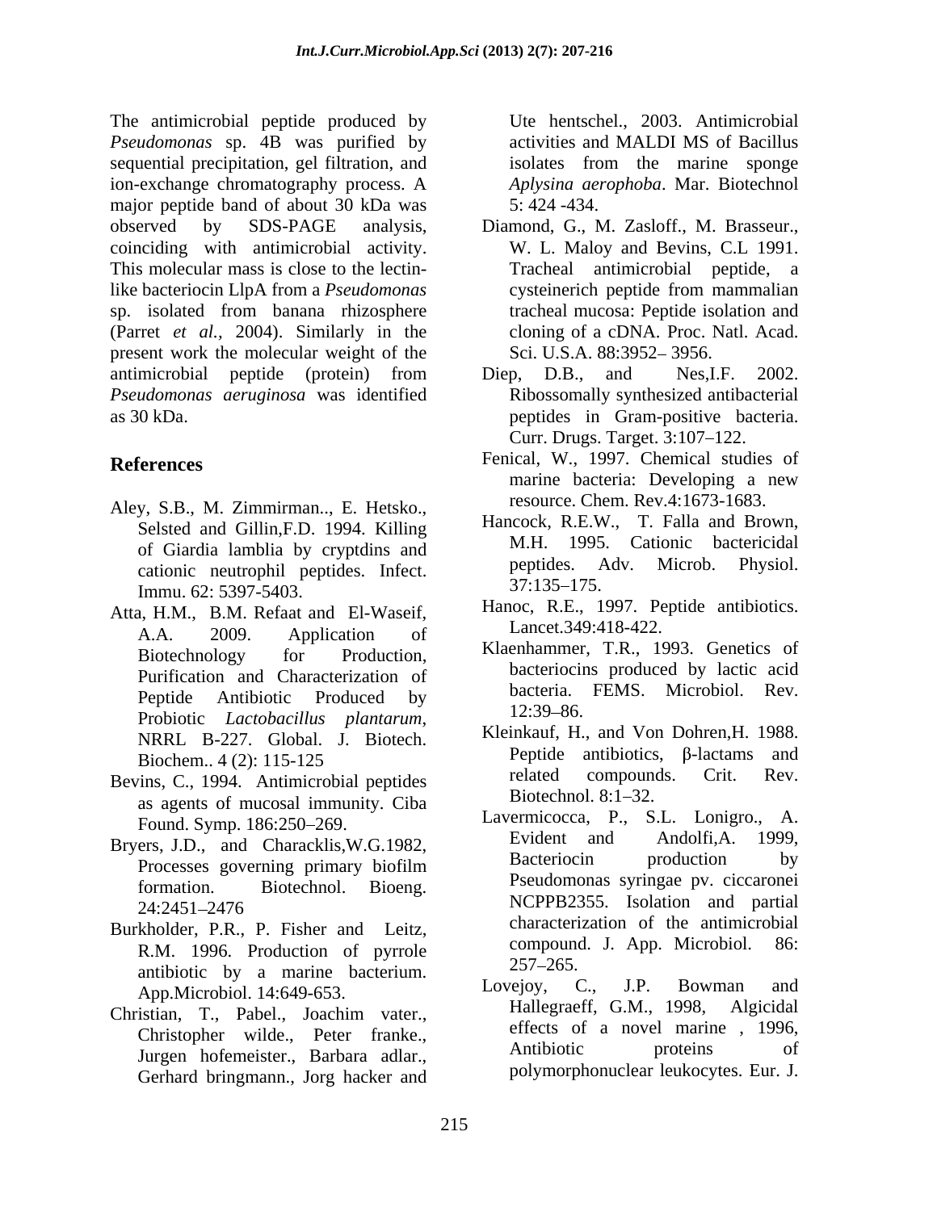The antimicrobial peptide produced by *Pseudomonas* sp. 4B was purified by sequential precipitation, gel filtration, and ion-exchange chromatography process. A major peptide band of about 30 kDa was observed by SDS-PAGE analysis, coinciding with antimicrobial activity. This molecular mass is close to the lectin-like bacteriocin LlpA from a *Pseudomonas* sp. isolated from banana rhizosphere (Parret *et al.,* 2004). Similarly in the present work the molecular weight of the antimicrobial peptide (protein) from *Pseudomonas aeruginosa* was identified as 30 kDa.

## References

Aley, S.B., M. Zimmirman.., E. Hetsko., Selsted and Gillin,F.D. 1994. Killing of Giardia lamblia by cryptdins and cationic neutrophil peptides. Infect. Immu. 62: 5397-5403.

Atta, H.M., B.M. Refaat and El-Waseif, A.A. 2009. Application of Biotechnology for Production, Purification and Characterization of Peptide Antibiotic Produced by Probiotic *Lactobacillus plantarum*, NRRL B-227. Global. J. Biotech. Biochem.. 4 (2): 115-125

Bevins, C., 1994. Antimicrobial peptides as agents of mucosal immunity. Ciba Found. Symp. 186:250–269.

Bryers, J.D., and Characklis,W.G.1982, Processes governing primary biofilm formation. Biotechnol. Bioeng. 24:2451–2476

Burkholder, P.R., P. Fisher and Leitz, R.M. 1996. Production of pyrrole antibiotic by a marine bacterium. App.Microbiol. 14:649-653.

Christian, T., Pabel., Joachim vater., Christopher wilde., Peter franke., Jurgen hofemeister., Barbara adlar., Gerhard bringmann., Jorg hacker and Ute hentschel., 2003. Antimicrobial activities and MALDI MS of Bacillus isolates from the marine sponge *Aplysina aerophoba*. Mar. Biotechnol 5: 424 -434.

Diamond, G., M. Zasloff., M. Brasseur., W. L. Maloy and Bevins, C.L 1991. Tracheal antimicrobial peptide, a cysteinerich peptide from mammalian tracheal mucosa: Peptide isolation and cloning of a cDNA. Proc. Natl. Acad. Sci. U.S.A. 88:3952– 3956.

Diep, D.B., and Nes,I.F. 2002. Ribossomally synthesized antibacterial peptides in Gram-positive bacteria. Curr. Drugs. Target. 3:107–122.

Fenical, W., 1997. Chemical studies of marine bacteria: Developing a new resource. Chem. Rev.4:1673-1683.

Hancock, R.E.W., T. Falla and Brown, M.H. 1995. Cationic bactericidal peptides. Adv. Microb. Physiol. 37:135–175.

Hanoc, R.E., 1997. Peptide antibiotics. Lancet.349:418-422.

Klaenhammer, T.R., 1993. Genetics of bacteriocins produced by lactic acid bacteria. FEMS. Microbiol. Rev. 12:39–86.

Kleinkauf, H., and Von Dohren,H. 1988. Peptide antibiotics, β-lactams and related compounds. Crit. Rev. Biotechnol. 8:1–32.

Lavermicocca, P., S.L. Lonigro., A. Evident and Andolfi,A. 1999, Bacteriocin production by Pseudomonas syringae pv. ciccaronei NCPPB2355. Isolation and partial characterization of the antimicrobial compound. J. App. Microbiol. 86: 257–265.

Lovejoy, C., J.P. Bowman and Hallegraeff, G.M., 1998, Algicidal effects of a novel marine , 1996, Antibiotic proteins of polymorphonuclear leukocytes. Eur. J.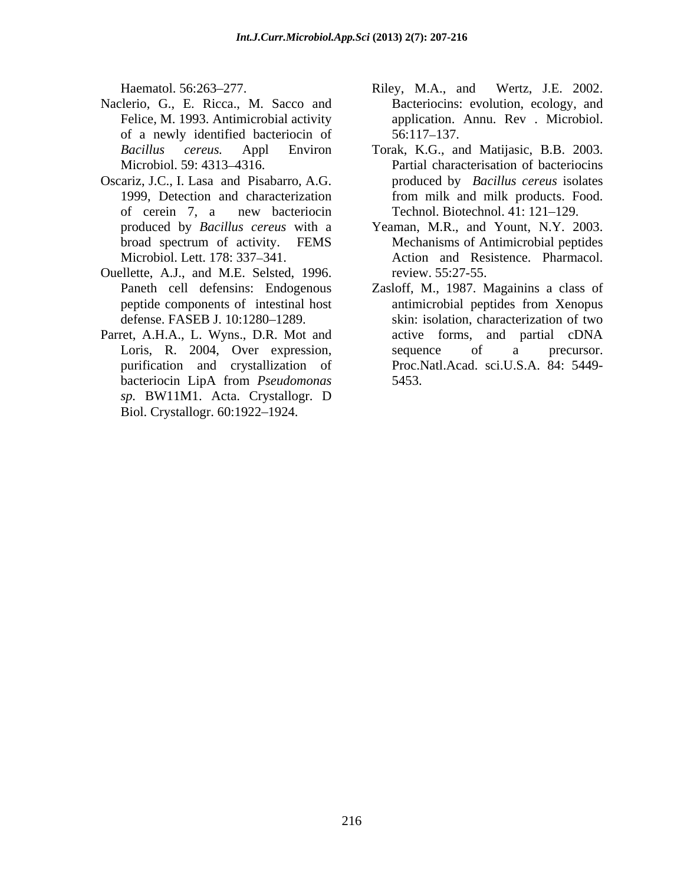Haematol. 56:263–277.

Naclerio, G., E. Ricca., M. Sacco and Felice, M. 1993. Antimicrobial activity of a newly identified bacteriocin of *Bacillus cereus.* Appl Environ Microbiol. 59: 4313–4316.

Oscariz, J.C., I. Lasa and Pisabarro, A.G. 1999, Detection and characterization of cerein 7, a new bacteriocin produced by *Bacillus cereus* with a broad spectrum of activity. FEMS Microbiol. Lett. 178: 337–341.

Ouellette, A.J., and M.E. Selsted, 1996. Paneth cell defensins: Endogenous peptide components of intestinal host defense. FASEB J. 10:1280–1289.

Parret, A.H.A., L. Wyns., D.R. Mot and Loris, R. 2004, Over expression, purification and crystallization of bacteriocin LipA from *Pseudomonas sp.* BW11M1. Acta. Crystallogr. D Biol. Crystallogr. 60:1922–1924.

Riley, M.A., and Wertz, J.E. 2002. Bacteriocins: evolution, ecology, and application. Annu. Rev . Microbiol. 56:117–137.

Torak, K.G., and Matijasic, B.B. 2003. Partial characterisation of bacteriocins produced by *Bacillus cereus* isolates from milk and milk products. Food. Technol. Biotechnol. 41: 121–129.

Yeaman, M.R., and Yount, N.Y. 2003. Mechanisms of Antimicrobial peptides Action and Resistence. Pharmacol. review. 55:27-55.

Zasloff, M., 1987. Magainins a class of antimicrobial peptides from Xenopus skin: isolation, characterization of two active forms, and partial cDNA sequence of a precursor. Proc.Natl.Acad. sci.U.S.A. 84: 5449-5453.